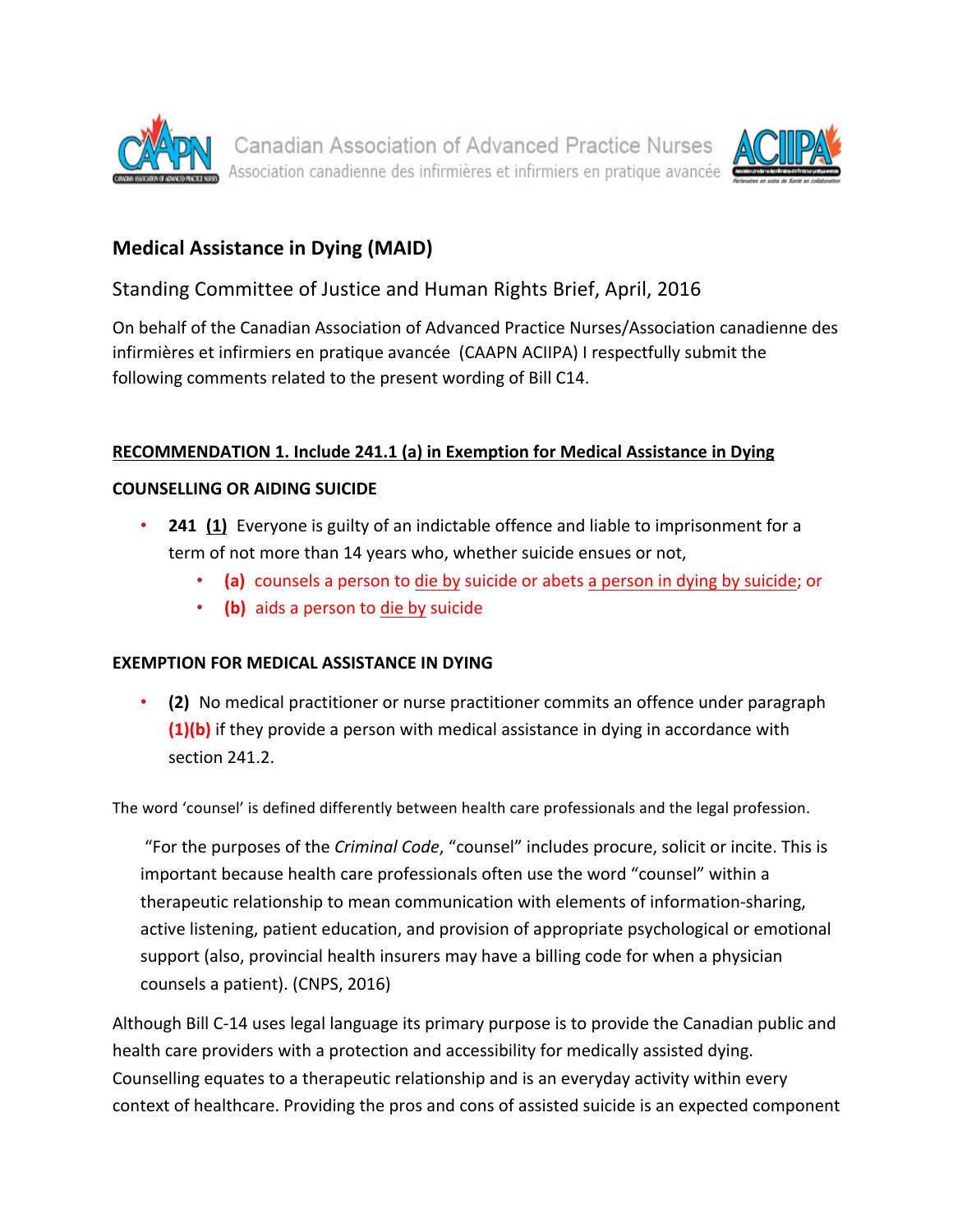Canadian Association of Advanced Practice Nurses
Association canadienne des infirmières et infirmiers en pratique avancée

## Medical Assistance in Dying (MAID)

Standing Committee of Justice and Human Rights Brief, April, 2016

On behalf of the Canadian Association of Advanced Practice Nurses/Association canadienne des infirmières et infirmiers en pratique avancée (CAAPN ACIIPA) I respectfully submit the following comments related to the present wording of Bill C14.

**RECOMMENDATION 1. Include 241.1 (a) in Exemption for Medical Assistance in Dying**

**COUNSELLING OR AIDING SUICIDE**

- **241 (1)** Everyone is guilty of an indictable offence and liable to imprisonment for a term of not more than 14 years who, whether suicide ensues or not,
  - **(a)** counsels a person to die by suicide or abets a person in dying by suicide; or
  - **(b)** aids a person to die by suicide

**EXEMPTION FOR MEDICAL ASSISTANCE IN DYING**

- **(2)** No medical practitioner or nurse practitioner commits an offence under paragraph **(1)(b)** if they provide a person with medical assistance in dying in accordance with section 241.2.

The word 'counsel' is defined differently between health care professionals and the legal profession.

> "For the purposes of the *Criminal Code*, "counsel" includes procure, solicit or incite. This is important because health care professionals often use the word "counsel" within a therapeutic relationship to mean communication with elements of information-sharing, active listening, patient education, and provision of appropriate psychological or emotional support (also, provincial health insurers may have a billing code for when a physician counsels a patient). (CNPS, 2016)

Although Bill C-14 uses legal language its primary purpose is to provide the Canadian public and health care providers with a protection and accessibility for medically assisted dying. Counselling equates to a therapeutic relationship and is an everyday activity within every context of healthcare. Providing the pros and cons of assisted suicide is an expected component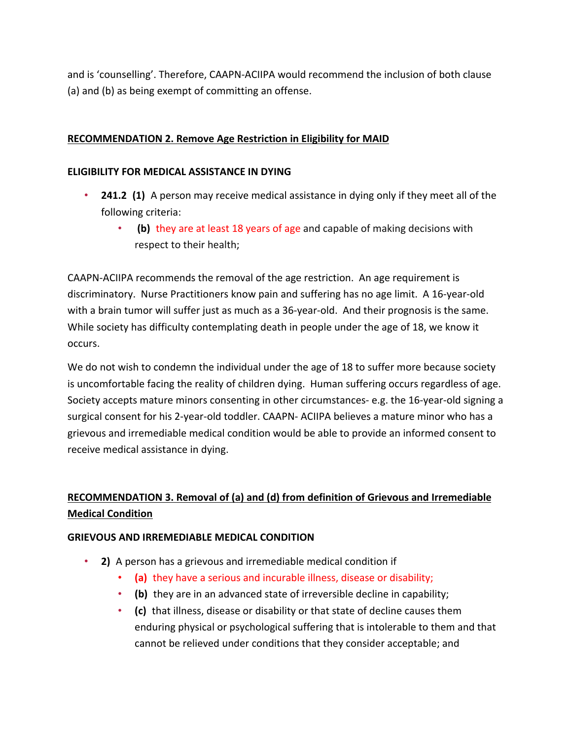and is 'counselling'. Therefore, CAAPN-ACIIPA would recommend the inclusion of both clause (a) and (b) as being exempt of committing an offense.

**RECOMMENDATION 2. Remove Age Restriction in Eligibility for MAID**

**ELIGIBILITY FOR MEDICAL ASSISTANCE IN DYING**

- **241.2 (1)** A person may receive medical assistance in dying only if they meet all of the following criteria:
  - **(b)** they are at least 18 years of age and capable of making decisions with respect to their health;

CAAPN-ACIIPA recommends the removal of the age restriction. An age requirement is discriminatory. Nurse Practitioners know pain and suffering has no age limit. A 16-year-old with a brain tumor will suffer just as much as a 36-year-old. And their prognosis is the same. While society has difficulty contemplating death in people under the age of 18, we know it occurs.

We do not wish to condemn the individual under the age of 18 to suffer more because society is uncomfortable facing the reality of children dying. Human suffering occurs regardless of age. Society accepts mature minors consenting in other circumstances- e.g. the 16-year-old signing a surgical consent for his 2-year-old toddler. CAAPN- ACIIPA believes a mature minor who has a grievous and irremediable medical condition would be able to provide an informed consent to receive medical assistance in dying.

**RECOMMENDATION 3. Removal of (a) and (d) from definition of Grievous and Irremediable Medical Condition**

**GRIEVOUS AND IRREMEDIABLE MEDICAL CONDITION**

- **2)** A person has a grievous and irremediable medical condition if
  - **(a)** they have a serious and incurable illness, disease or disability;
  - **(b)** they are in an advanced state of irreversible decline in capability;
  - **(c)** that illness, disease or disability or that state of decline causes them enduring physical or psychological suffering that is intolerable to them and that cannot be relieved under conditions that they consider acceptable; and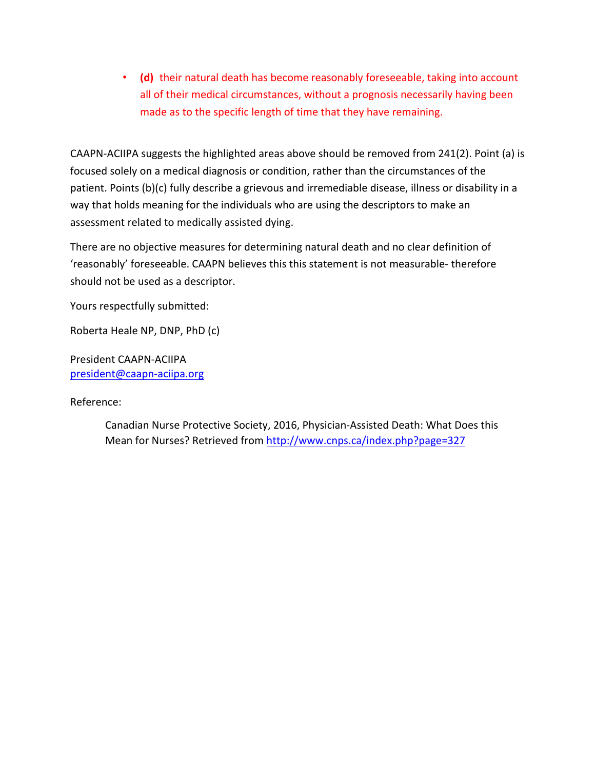- **(d)** their natural death has become reasonably foreseeable, taking into account all of their medical circumstances, without a prognosis necessarily having been made as to the specific length of time that they have remaining.

CAAPN-ACIIPA suggests the highlighted areas above should be removed from 241(2). Point (a) is focused solely on a medical diagnosis or condition, rather than the circumstances of the patient. Points (b)(c) fully describe a grievous and irremediable disease, illness or disability in a way that holds meaning for the individuals who are using the descriptors to make an assessment related to medically assisted dying.

There are no objective measures for determining natural death and no clear definition of 'reasonably' foreseeable. CAAPN believes this this statement is not measurable- therefore should not be used as a descriptor.

Yours respectfully submitted:

Roberta Heale NP, DNP, PhD (c)

President CAAPN-ACIIPA
president@caapn-aciipa.org

Reference:

> Canadian Nurse Protective Society, 2016, Physician-Assisted Death: What Does this Mean for Nurses? Retrieved from http://www.cnps.ca/index.php?page=327